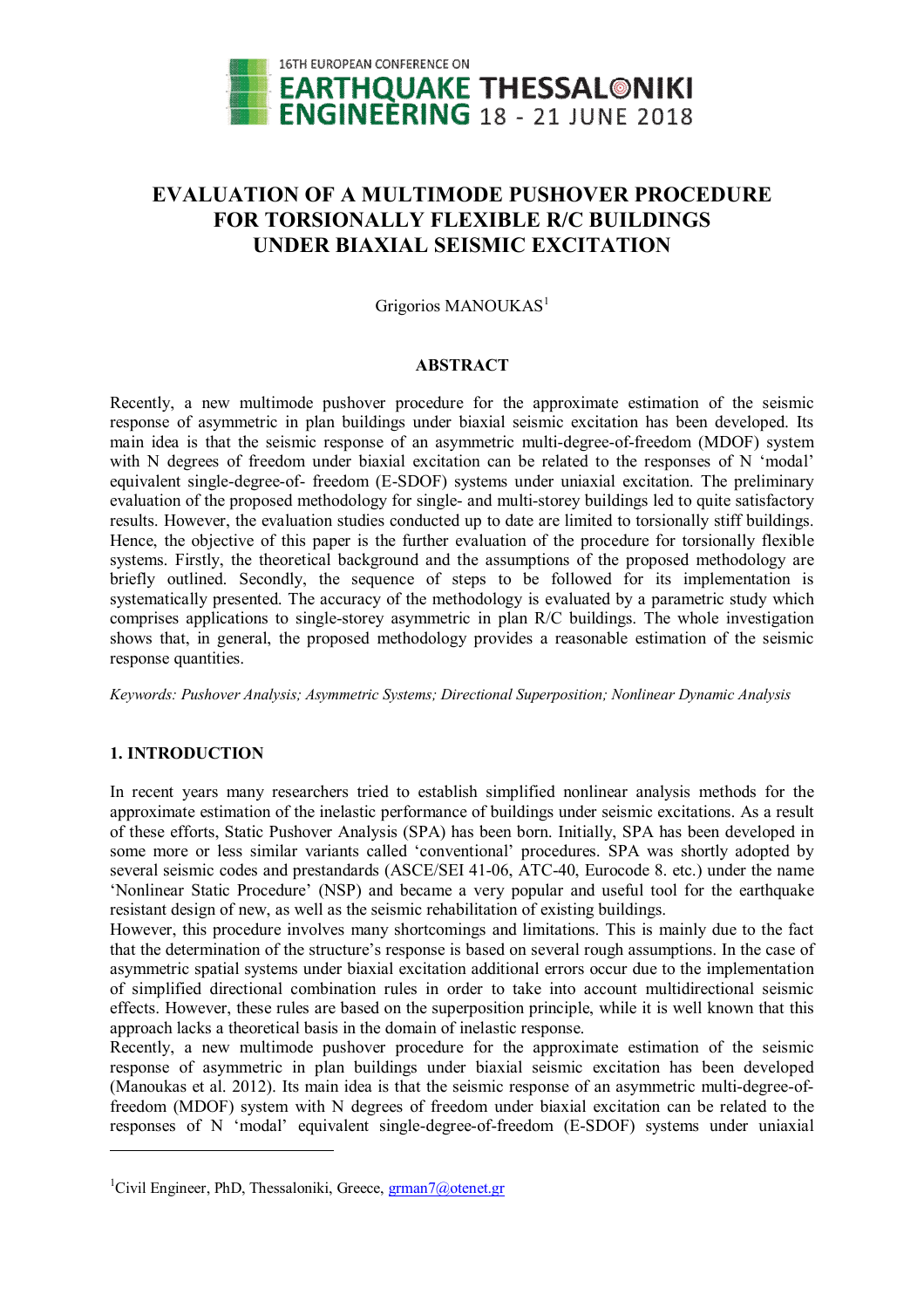# EVALUATION OF A MULTIMODE PUSHOVER PROCEDURE FOR TORSIONALLY FLEXIBLE R/C BUILDINGS UNDER BIAXIAL SEISMIC EXCITATION

Grigorios MANOUKAS[1]

## ABSTRACT

Recently, a new multimode pushover procedure for the approximate estimation of the seismic response of asymmetric in plan buildings under biaxial seismic excitation has been developed. Its main idea is that the seismic response of an asymmetric multi-degree-of-freedom (MDOF) system with N degrees of freedom under biaxial excitation can be related to the responses of N 'modal' equivalent single-degree-of- freedom (E-SDOF) systems under uniaxial excitation. The preliminary evaluation of the proposed methodology for single- and multi-storey buildings led to quite satisfactory results. However, the evaluation studies conducted up to date are limited to torsionally stiff buildings. Hence, the objective of this paper is the further evaluation of the procedure for torsionally flexible systems. Firstly, the theoretical background and the assumptions of the proposed methodology are briefly outlined. Secondly, the sequence of steps to be followed for its implementation is systematically presented. The accuracy of the methodology is evaluated by a parametric study which comprises applications to single-storey asymmetric in plan R/C buildings. The whole investigation shows that, in general, the proposed methodology provides a reasonable estimation of the seismic response quantities.

*Keywords: Pushover Analysis; Asymmetric Systems; Directional Superposition; Nonlinear Dynamic Analysis*

## 1. INTRODUCTION

In recent years many researchers tried to establish simplified nonlinear analysis methods for the approximate estimation of the inelastic performance of buildings under seismic excitations. As a result of these efforts, Static Pushover Analysis (SPA) has been born. Initially, SPA has been developed in some more or less similar variants called 'conventional' procedures. SPA was shortly adopted by several seismic codes and prestandards (ASCE/SEI 41-06, ATC-40, Eurocode 8. etc.) under the name 'Nonlinear Static Procedure' (NSP) and became a very popular and useful tool for the earthquake resistant design of new, as well as the seismic rehabilitation of existing buildings.

However, this procedure involves many shortcomings and limitations. This is mainly due to the fact that the determination of the structure's response is based on several rough assumptions. In the case of asymmetric spatial systems under biaxial excitation additional errors occur due to the implementation of simplified directional combination rules in order to take into account multidirectional seismic effects. However, these rules are based on the superposition principle, while it is well known that this approach lacks a theoretical basis in the domain of inelastic response.

Recently, a new multimode pushover procedure for the approximate estimation of the seismic response of asymmetric in plan buildings under biaxial seismic excitation has been developed (Manoukas et al. 2012). Its main idea is that the seismic response of an asymmetric multi-degree-of-freedom (MDOF) system with N degrees of freedom under biaxial excitation can be related to the responses of N 'modal' equivalent single-degree-of-freedom (E-SDOF) systems under uniaxial

---

[1]Civil Engineer, PhD, Thessaloniki, Greece, grman7@otenet.gr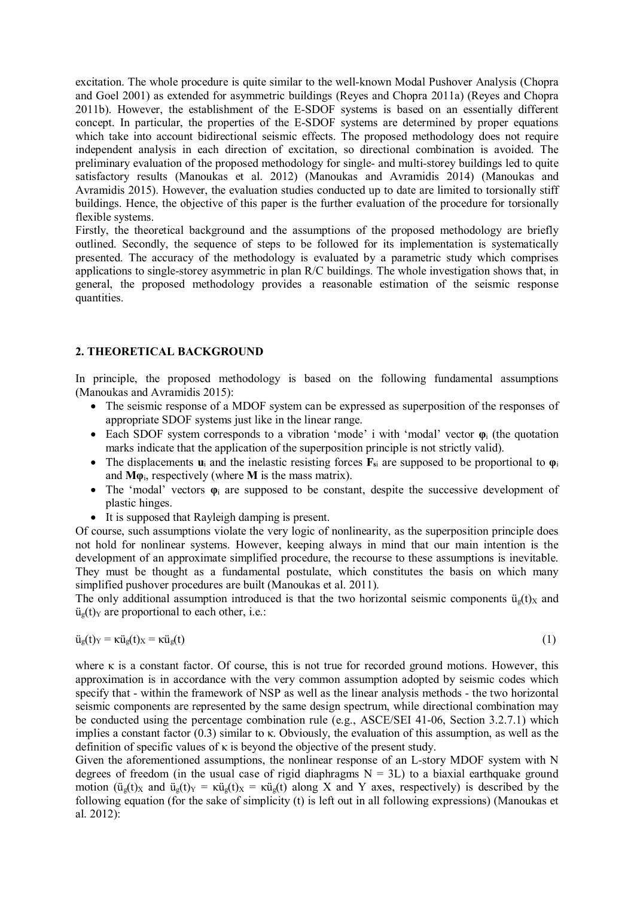excitation. The whole procedure is quite similar to the well-known Modal Pushover Analysis (Chopra and Goel 2001) as extended for asymmetric buildings (Reyes and Chopra 2011a) (Reyes and Chopra 2011b). However, the establishment of the E-SDOF systems is based on an essentially different concept. In particular, the properties of the E-SDOF systems are determined by proper equations which take into account bidirectional seismic effects. The proposed methodology does not require independent analysis in each direction of excitation, so directional combination is avoided. The preliminary evaluation of the proposed methodology for single- and multi-storey buildings led to quite satisfactory results (Manoukas et al. 2012) (Manoukas and Avramidis 2014) (Manoukas and Avramidis 2015). However, the evaluation studies conducted up to date are limited to torsionally stiff buildings. Hence, the objective of this paper is the further evaluation of the procedure for torsionally flexible systems.

Firstly, the theoretical background and the assumptions of the proposed methodology are briefly outlined. Secondly, the sequence of steps to be followed for its implementation is systematically presented. The accuracy of the methodology is evaluated by a parametric study which comprises applications to single-storey asymmetric in plan R/C buildings. The whole investigation shows that, in general, the proposed methodology provides a reasonable estimation of the seismic response quantities.

## 2. THEORETICAL BACKGROUND

In principle, the proposed methodology is based on the following fundamental assumptions (Manoukas and Avramidis 2015):

- The seismic response of a MDOF system can be expressed as superposition of the responses of appropriate SDOF systems just like in the linear range.
- Each SDOF system corresponds to a vibration 'mode' i with 'modal' vector $\boldsymbol{\varphi}_i$ (the quotation marks indicate that the application of the superposition principle is not strictly valid).
- The displacements $\mathbf{u}_i$ and the inelastic resisting forces $\mathbf{F}_{si}$ are supposed to be proportional to $\boldsymbol{\varphi}_i$ and $\mathbf{M}\boldsymbol{\varphi}_i$, respectively (where $\mathbf{M}$ is the mass matrix).
- The 'modal' vectors $\boldsymbol{\varphi}_i$ are supposed to be constant, despite the successive development of plastic hinges.
- It is supposed that Rayleigh damping is present.

Of course, such assumptions violate the very logic of nonlinearity, as the superposition principle does not hold for nonlinear systems. However, keeping always in mind that our main intention is the development of an approximate simplified procedure, the recourse to these assumptions is inevitable. They must be thought as a fundamental postulate, which constitutes the basis on which many simplified pushover procedures are built (Manoukas et al. 2011).

The only additional assumption introduced is that the two horizontal seismic components $\ddot{u}_g(t)_X$ and $\ddot{u}_g(t)_Y$ are proportional to each other, i.e.:

$$\ddot{u}_g(t)_Y = \kappa\ddot{u}_g(t)_X = \kappa\ddot{u}_g(t) \tag{1}$$

where κ is a constant factor. Of course, this is not true for recorded ground motions. However, this approximation is in accordance with the very common assumption adopted by seismic codes which specify that - within the framework of NSP as well as the linear analysis methods - the two horizontal seismic components are represented by the same design spectrum, while directional combination may be conducted using the percentage combination rule (e.g., ASCE/SEI 41-06, Section 3.2.7.1) which implies a constant factor (0.3) similar to κ. Obviously, the evaluation of this assumption, as well as the definition of specific values of κ is beyond the objective of the present study.

Given the aforementioned assumptions, the nonlinear response of an L-story MDOF system with N degrees of freedom (in the usual case of rigid diaphragms N = 3L) to a biaxial earthquake ground motion ($\ddot{u}_g(t)_X$ and $\ddot{u}_g(t)_Y = \kappa\ddot{u}_g(t)_X = \kappa\ddot{u}_g(t)$ along X and Y axes, respectively) is described by the following equation (for the sake of simplicity (t) is left out in all following expressions) (Manoukas et al. 2012):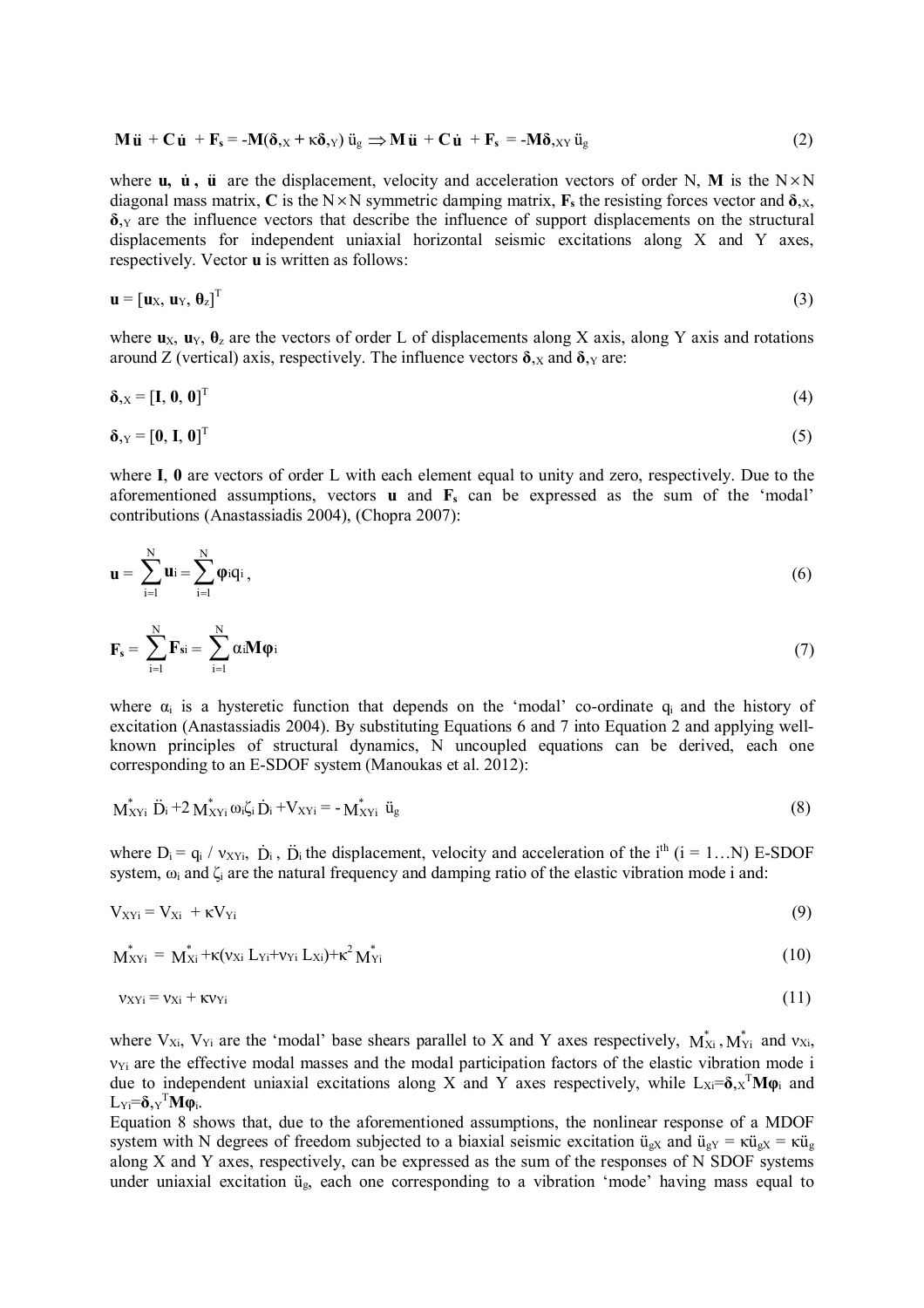$$\mathbf{M}\ddot{\mathbf{u}} + \mathbf{C}\dot{\mathbf{u}} + \mathbf{F_s} = -\mathbf{M}(\boldsymbol{\delta}_{,X} + \kappa\boldsymbol{\delta}_{,Y})\,\ddot{u}_g \Rightarrow \mathbf{M}\ddot{\mathbf{u}} + \mathbf{C}\dot{\mathbf{u}} + \mathbf{F_s} = -\mathbf{M}\boldsymbol{\delta}_{,XY}\,\ddot{u}_g \tag{2}$$

where $\mathbf{u}$, $\dot{\mathbf{u}}$, $\ddot{\mathbf{u}}$ are the displacement, velocity and acceleration vectors of order N, $\mathbf{M}$ is the $N \times N$ diagonal mass matrix, $\mathbf{C}$ is the $N \times N$ symmetric damping matrix, $\mathbf{F_s}$ the resisting forces vector and $\boldsymbol{\delta}_{,X}$, $\boldsymbol{\delta}_{,Y}$ are the influence vectors that describe the influence of support displacements on the structural displacements for independent uniaxial horizontal seismic excitations along X and Y axes, respectively. Vector $\mathbf{u}$ is written as follows:

$$\mathbf{u} = [\mathbf{u}_X, \mathbf{u}_Y, \boldsymbol{\theta}_z]^T \tag{3}$$

where $\mathbf{u}_X$, $\mathbf{u}_Y$, $\boldsymbol{\theta}_z$ are the vectors of order L of displacements along X axis, along Y axis and rotations around Z (vertical) axis, respectively. The influence vectors $\boldsymbol{\delta}_{,X}$ and $\boldsymbol{\delta}_{,Y}$ are:

$$\boldsymbol{\delta}_{,X} = [\mathbf{I}, \mathbf{0}, \mathbf{0}]^T \tag{4}$$

$$\boldsymbol{\delta}_{,Y} = [\mathbf{0}, \mathbf{I}, \mathbf{0}]^T \tag{5}$$

where $\mathbf{I}$, $\mathbf{0}$ are vectors of order L with each element equal to unity and zero, respectively. Due to the aforementioned assumptions, vectors $\mathbf{u}$ and $\mathbf{F_s}$ can be expressed as the sum of the 'modal' contributions (Anastassiadis 2004), (Chopra 2007):

$$\mathbf{u} = \sum_{i=1}^{N} \mathbf{u}_i = \sum_{i=1}^{N} \boldsymbol{\varphi}_i q_i\,, \tag{6}$$

$$\mathbf{F_s} = \sum_{i=1}^{N} \mathbf{F}_{si} = \sum_{i=1}^{N} \alpha_i \mathbf{M}\boldsymbol{\varphi}_i \tag{7}$$

where $\alpha_i$ is a hysteretic function that depends on the 'modal' co-ordinate $q_i$ and the history of excitation (Anastassiadis 2004). By substituting Equations 6 and 7 into Equation 2 and applying well-known principles of structural dynamics, N uncoupled equations can be derived, each one corresponding to an E-SDOF system (Manoukas et al. 2012):

$$M^*_{XYi}\,\ddot{D}_i + 2\,M^*_{XYi}\,\omega_i\zeta_i\,\dot{D}_i + V_{XYi} = -\,M^*_{XYi}\,\ddot{u}_g \tag{8}$$

where $D_i = q_i / \nu_{XYi}$, $\dot{D}_i$, $\ddot{D}_i$ the displacement, velocity and acceleration of the $i^{th}$ ($i = 1\ldots N$) E-SDOF system, $\omega_i$ and $\zeta_i$ are the natural frequency and damping ratio of the elastic vibration mode i and:

$$V_{XYi} = V_{Xi} + \kappa V_{Yi} \tag{9}$$

$$M^*_{XYi} = M^*_{Xi} + \kappa(\nu_{Xi}\,L_{Yi} + \nu_{Yi}\,L_{Xi}) + \kappa^2 M^*_{Yi} \tag{10}$$

$$\nu_{XYi} = \nu_{Xi} + \kappa\nu_{Yi} \tag{11}$$

where $V_{Xi}$, $V_{Yi}$ are the 'modal' base shears parallel to X and Y axes respectively, $M^*_{Xi}$, $M^*_{Yi}$ and $\nu_{Xi}$, $\nu_{Yi}$ are the effective modal masses and the modal participation factors of the elastic vibration mode i due to independent uniaxial excitations along X and Y axes respectively, while $L_{Xi}=\boldsymbol{\delta}_{,X}^T\mathbf{M}\boldsymbol{\varphi}_i$ and $L_{Yi}=\boldsymbol{\delta}_{,Y}^T\mathbf{M}\boldsymbol{\varphi}_i$.

Equation 8 shows that, due to the aforementioned assumptions, the nonlinear response of a MDOF system with N degrees of freedom subjected to a biaxial seismic excitation $\ddot{u}_{gX}$ and $\ddot{u}_{gY} = \kappa\ddot{u}_{gX} = \kappa\ddot{u}_g$ along X and Y axes, respectively, can be expressed as the sum of the responses of N SDOF systems under uniaxial excitation $\ddot{u}_g$, each one corresponding to a vibration 'mode' having mass equal to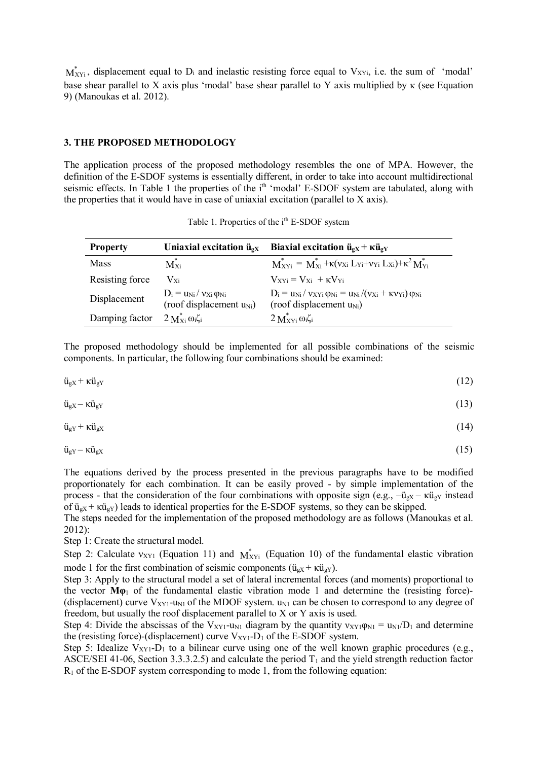$M^{*}_{XYi}$, displacement equal to $D_i$ and inelastic resisting force equal to $V_{XYi}$, i.e. the sum of 'modal' base shear parallel to X axis plus 'modal' base shear parallel to Y axis multiplied by κ (see Equation 9) (Manoukas et al. 2012).

### 3. THE PROPOSED METHODOLOGY

The application process of the proposed methodology resembles the one of MPA. However, the definition of the E-SDOF systems is essentially different, in order to take into account multidirectional seismic effects. In Table 1 the properties of the $i^{th}$ 'modal' E-SDOF system are tabulated, along with the properties that it would have in case of uniaxial excitation (parallel to X axis).

Table 1. Properties of the $i^{th}$ E-SDOF system

| Property | Uniaxial excitation $\ddot{u}_{gX}$ | Biaxial excitation $\ddot{u}_{gX} + \kappa\ddot{u}_{gY}$ |
|---|---|---|
| Mass | $M^{*}_{Xi}$ | $M^{*}_{XYi} = M^{*}_{Xi} + \kappa(\nu_{Xi} L_{Yi} + \nu_{Yi} L_{Xi}) + \kappa^2 M^{*}_{Yi}$ |
| Resisting force | $V_{Xi}$ | $V_{XYi} = V_{Xi} + \kappa V_{Yi}$ |
| Displacement | $D_i = u_{Ni} / \nu_{Xi} \varphi_{Ni}$ (roof displacement $u_{Ni}$) | $D_i = u_{Ni} / \nu_{XYi} \varphi_{Ni} = u_{Ni} / (\nu_{Xi} + \kappa\nu_{Yi}) \varphi_{Ni}$ (roof displacement $u_{Ni}$) |
| Damping factor | $2 M^{*}_{Xi} \omega_i \zeta_i$ | $2 M^{*}_{XYi} \omega_i \zeta_i$ |

The proposed methodology should be implemented for all possible combinations of the seismic components. In particular, the following four combinations should be examined:

$$\ddot{u}_{gX} + \kappa\ddot{u}_{gY} \tag{12}$$

$$\ddot{u}_{gX} - \kappa\ddot{u}_{gY} \tag{13}$$

$$\ddot{u}_{gY} + \kappa\ddot{u}_{gX} \tag{14}$$

$$\ddot{u}_{gY} - \kappa\ddot{u}_{gX} \tag{15}$$

The equations derived by the process presented in the previous paragraphs have to be modified proportionately for each combination. It can be easily proved - by simple implementation of the process - that the consideration of the four combinations with opposite sign (e.g., $-\ddot{u}_{gX} - \kappa\ddot{u}_{gY}$ instead of $\ddot{u}_{gX} + \kappa\ddot{u}_{gY}$) leads to identical properties for the E-SDOF systems, so they can be skipped.

The steps needed for the implementation of the proposed methodology are as follows (Manoukas et al. 2012):

Step 1: Create the structural model.

Step 2: Calculate $\nu_{XY1}$ (Equation 11) and $M^{*}_{XYi}$ (Equation 10) of the fundamental elastic vibration mode 1 for the first combination of seismic components ($\ddot{u}_{gX} + \kappa\ddot{u}_{gY}$).

Step 3: Apply to the structural model a set of lateral incremental forces (and moments) proportional to the vector $\mathbf{M}\boldsymbol{\varphi}_1$ of the fundamental elastic vibration mode 1 and determine the (resisting force)-(displacement) curve $V_{XY1}$-$u_{N1}$ of the MDOF system. $u_{N1}$ can be chosen to correspond to any degree of freedom, but usually the roof displacement parallel to X or Y axis is used.

Step 4: Divide the abscissas of the $V_{XY1}$-$u_{N1}$ diagram by the quantity $\nu_{XY1}\varphi_{N1} = u_{N1}/D_1$ and determine the (resisting force)-(displacement) curve $V_{XY1}$-$D_1$ of the E-SDOF system.

Step 5: Idealize $V_{XY1}$-$D_1$ to a bilinear curve using one of the well known graphic procedures (e.g., ASCE/SEI 41-06, Section 3.3.3.2.5) and calculate the period $T_1$ and the yield strength reduction factor $R_1$ of the E-SDOF system corresponding to mode 1, from the following equation: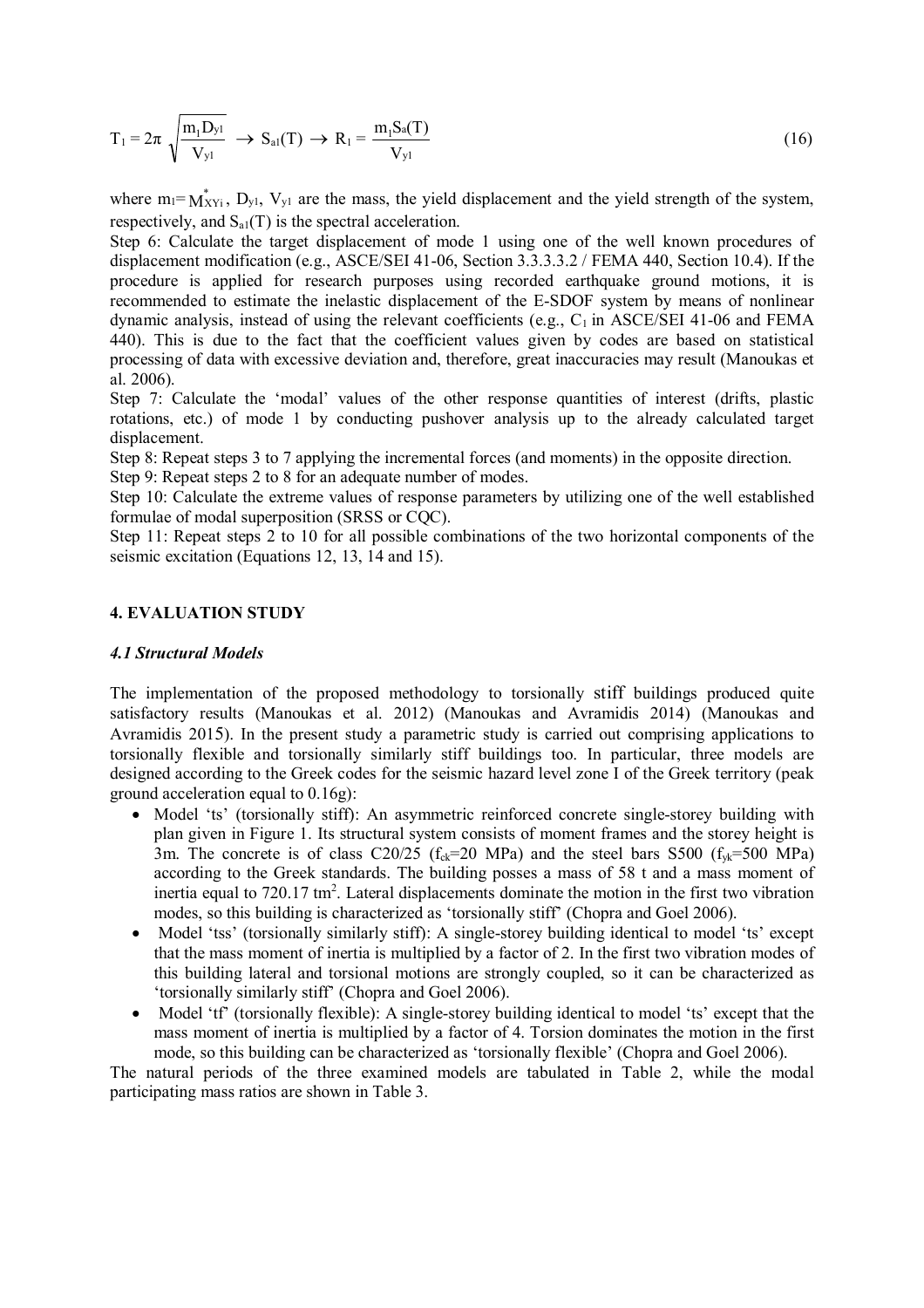$$T_1 = 2\pi \sqrt{\frac{m_1 D_{y1}}{V_{y1}}} \rightarrow S_{a1}(T) \rightarrow R_1 = \frac{m_1 S_a(T)}{V_{y1}} \tag{16}$$

where $m_1 = M^*_{XYi}$, $D_{y1}$, $V_{y1}$ are the mass, the yield displacement and the yield strength of the system, respectively, and $S_{a1}(T)$ is the spectral acceleration.

Step 6: Calculate the target displacement of mode 1 using one of the well known procedures of displacement modification (e.g., ASCE/SEI 41-06, Section 3.3.3.3.2 / FEMA 440, Section 10.4). If the procedure is applied for research purposes using recorded earthquake ground motions, it is recommended to estimate the inelastic displacement of the E-SDOF system by means of nonlinear dynamic analysis, instead of using the relevant coefficients (e.g., $C_1$ in ASCE/SEI 41-06 and FEMA 440). This is due to the fact that the coefficient values given by codes are based on statistical processing of data with excessive deviation and, therefore, great inaccuracies may result (Manoukas et al. 2006).

Step 7: Calculate the 'modal' values of the other response quantities of interest (drifts, plastic rotations, etc.) of mode 1 by conducting pushover analysis up to the already calculated target displacement.

Step 8: Repeat steps 3 to 7 applying the incremental forces (and moments) in the opposite direction.

Step 9: Repeat steps 2 to 8 for an adequate number of modes.

Step 10: Calculate the extreme values of response parameters by utilizing one of the well established formulae of modal superposition (SRSS or CQC).

Step 11: Repeat steps 2 to 10 for all possible combinations of the two horizontal components of the seismic excitation (Equations 12, 13, 14 and 15).

## 4. EVALUATION STUDY

### *4.1 Structural Models*

The implementation of the proposed methodology to torsionally stiff buildings produced quite satisfactory results (Manoukas et al. 2012) (Manoukas and Avramidis 2014) (Manoukas and Avramidis 2015). In the present study a parametric study is carried out comprising applications to torsionally flexible and torsionally similarly stiff buildings too. In particular, three models are designed according to the Greek codes for the seismic hazard level zone I of the Greek territory (peak ground acceleration equal to 0.16g):

- Model 'ts' (torsionally stiff): An asymmetric reinforced concrete single-storey building with plan given in Figure 1. Its structural system consists of moment frames and the storey height is 3m. The concrete is of class C20/25 ($f_{ck}$=20 MPa) and the steel bars S500 ($f_{yk}$=500 MPa) according to the Greek standards. The building posses a mass of 58 t and a mass moment of inertia equal to 720.17 tm$^2$. Lateral displacements dominate the motion in the first two vibration modes, so this building is characterized as 'torsionally stiff' (Chopra and Goel 2006).
- Model 'tss' (torsionally similarly stiff): A single-storey building identical to model 'ts' except that the mass moment of inertia is multiplied by a factor of 2. In the first two vibration modes of this building lateral and torsional motions are strongly coupled, so it can be characterized as 'torsionally similarly stiff' (Chopra and Goel 2006).
- Model 'tf' (torsionally flexible): A single-storey building identical to model 'ts' except that the mass moment of inertia is multiplied by a factor of 4. Torsion dominates the motion in the first mode, so this building can be characterized as 'torsionally flexible' (Chopra and Goel 2006).

The natural periods of the three examined models are tabulated in Table 2, while the modal participating mass ratios are shown in Table 3.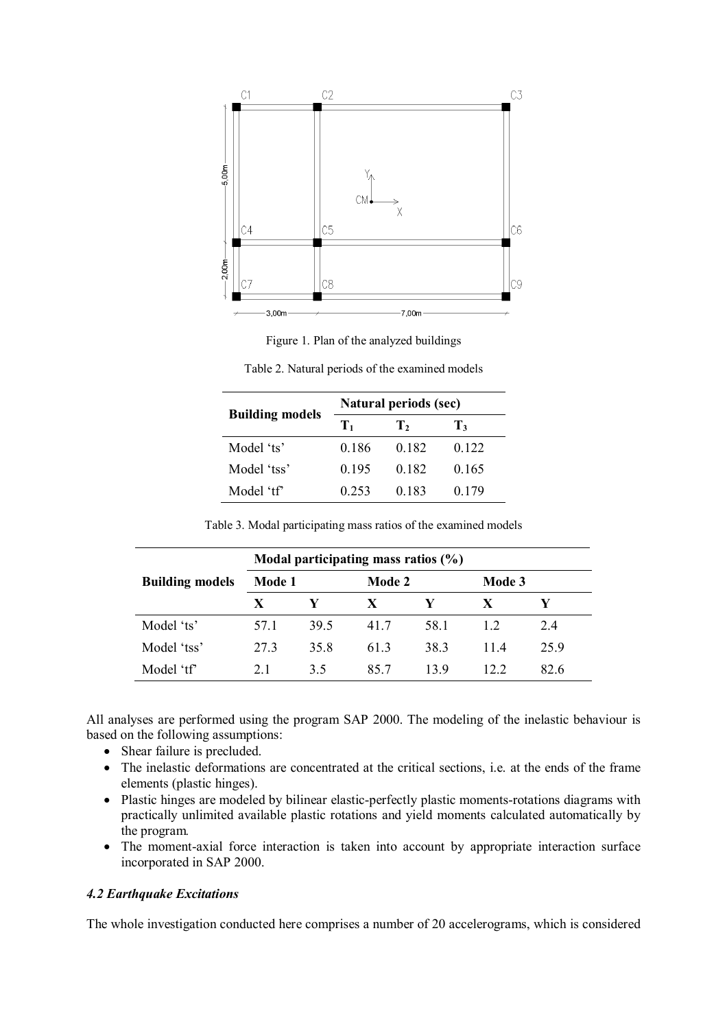Figure 1. Plan of the analyzed buildings

Table 2. Natural periods of the examined models

| Building models | Natural periods (sec) | | |
|---|---|---|---|
| | $T_1$ | $T_2$ | $T_3$ |
| Model 'ts' | 0.186 | 0.182 | 0.122 |
| Model 'tss' | 0.195 | 0.182 | 0.165 |
| Model 'tf' | 0.253 | 0.183 | 0.179 |

Table 3. Modal participating mass ratios of the examined models

| Building models | Modal participating mass ratios (%) | | | | | |
|---|---|---|---|---|---|---|
| | Mode 1 | | Mode 2 | | Mode 3 | |
| | X | Y | X | Y | X | Y |
| Model 'ts' | 57.1 | 39.5 | 41.7 | 58.1 | 1.2 | 2.4 |
| Model 'tss' | 27.3 | 35.8 | 61.3 | 38.3 | 11.4 | 25.9 |
| Model 'tf' | 2.1 | 3.5 | 85.7 | 13.9 | 12.2 | 82.6 |

All analyses are performed using the program SAP 2000. The modeling of the inelastic behaviour is based on the following assumptions:

- Shear failure is precluded.
- The inelastic deformations are concentrated at the critical sections, i.e. at the ends of the frame elements (plastic hinges).
- Plastic hinges are modeled by bilinear elastic-perfectly plastic moments-rotations diagrams with practically unlimited available plastic rotations and yield moments calculated automatically by the program.
- The moment-axial force interaction is taken into account by appropriate interaction surface incorporated in SAP 2000.

### *4.2 Earthquake Excitations*

The whole investigation conducted here comprises a number of 20 accelerograms, which is considered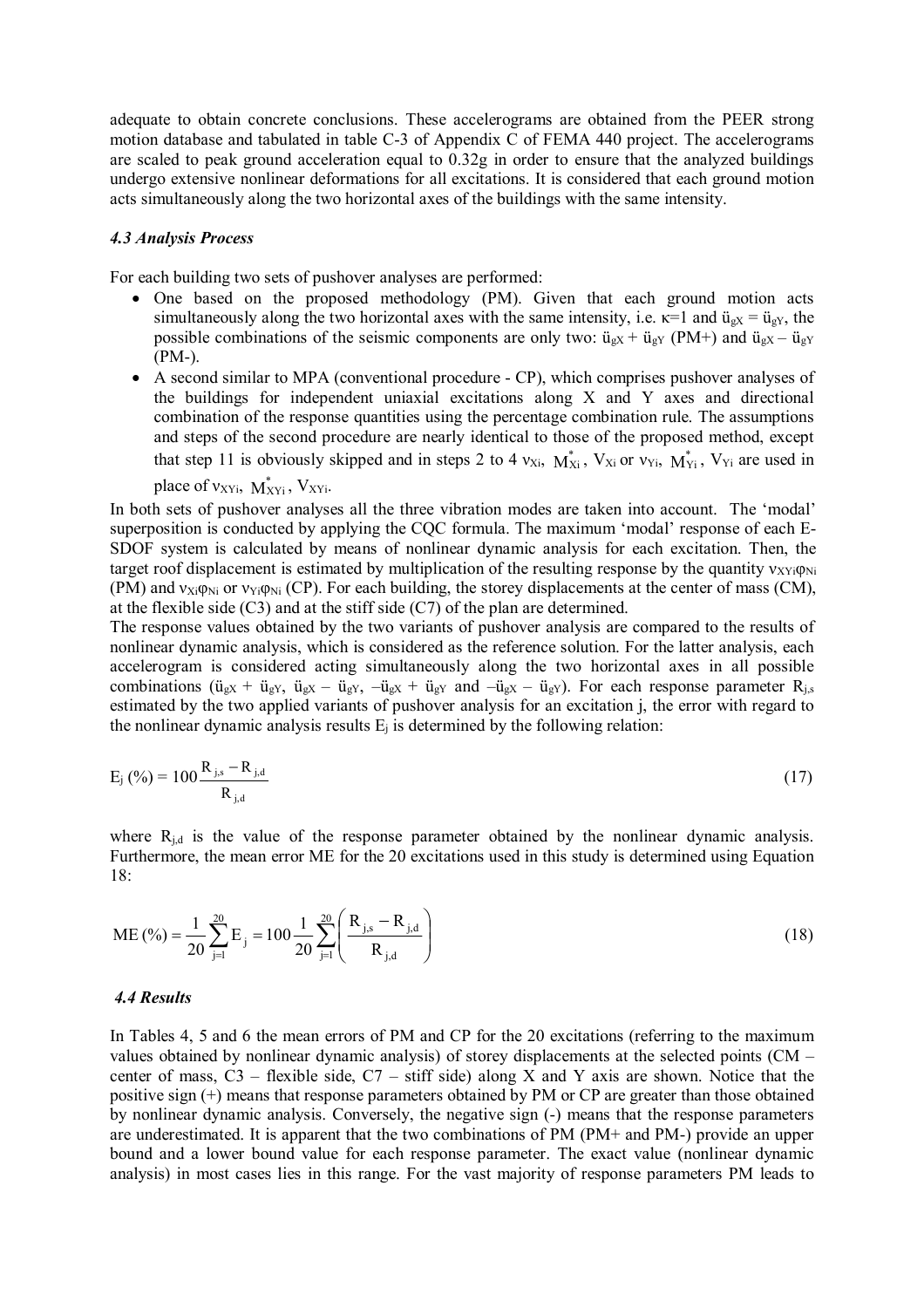adequate to obtain concrete conclusions. These accelerograms are obtained from the PEER strong motion database and tabulated in table C-3 of Appendix C of FEMA 440 project. The accelerograms are scaled to peak ground acceleration equal to 0.32g in order to ensure that the analyzed buildings undergo extensive nonlinear deformations for all excitations. It is considered that each ground motion acts simultaneously along the two horizontal axes of the buildings with the same intensity.

### *4.3 Analysis Process*

For each building two sets of pushover analyses are performed:

- One based on the proposed methodology (PM). Given that each ground motion acts simultaneously along the two horizontal axes with the same intensity, i.e. $\kappa$=1 and $\ddot{u}_{gX} = \ddot{u}_{gY}$, the possible combinations of the seismic components are only two: $\ddot{u}_{gX} + \ddot{u}_{gY}$ (PM+) and $\ddot{u}_{gX} - \ddot{u}_{gY}$ (PM-).
- A second similar to MPA (conventional procedure - CP), which comprises pushover analyses of the buildings for independent uniaxial excitations along X and Y axes and directional combination of the response quantities using the percentage combination rule. The assumptions and steps of the second procedure are nearly identical to those of the proposed method, except that step 11 is obviously skipped and in steps 2 to 4 $\nu_{Xi}$, $M^*_{Xi}$, $V_{Xi}$ or $\nu_{Yi}$, $M^*_{Yi}$, $V_{Yi}$ are used in place of $\nu_{XYi}$, $M^*_{XYi}$, $V_{XYi}$.

In both sets of pushover analyses all the three vibration modes are taken into account. The 'modal' superposition is conducted by applying the CQC formula. The maximum 'modal' response of each E-SDOF system is calculated by means of nonlinear dynamic analysis for each excitation. Then, the target roof displacement is estimated by multiplication of the resulting response by the quantity $\nu_{XYi}\varphi_{Ni}$ (PM) and $\nu_{Xi}\varphi_{Ni}$ or $\nu_{Yi}\varphi_{Ni}$ (CP). For each building, the storey displacements at the center of mass (CM), at the flexible side (C3) and at the stiff side (C7) of the plan are determined.

The response values obtained by the two variants of pushover analysis are compared to the results of nonlinear dynamic analysis, which is considered as the reference solution. For the latter analysis, each accelerogram is considered acting simultaneously along the two horizontal axes in all possible combinations ($\ddot{u}_{gX} + \ddot{u}_{gY}$, $\ddot{u}_{gX} - \ddot{u}_{gY}$, $-\ddot{u}_{gX} + \ddot{u}_{gY}$ and $-\ddot{u}_{gX} - \ddot{u}_{gY}$). For each response parameter $R_{j,s}$ estimated by the two applied variants of pushover analysis for an excitation j, the error with regard to the nonlinear dynamic analysis results $E_j$ is determined by the following relation:

$$E_j\,(\%) = 100\frac{R_{j,s} - R_{j,d}}{R_{j,d}} \tag{17}$$

where $R_{j,d}$ is the value of the response parameter obtained by the nonlinear dynamic analysis. Furthermore, the mean error ME for the 20 excitations used in this study is determined using Equation 18:

$$ME\,(\%) = \frac{1}{20}\sum_{j=1}^{20} E_j = 100\frac{1}{20}\sum_{j=1}^{20}\left(\frac{R_{j,s} - R_{j,d}}{R_{j,d}}\right) \tag{18}$$

### *4.4 Results*

In Tables 4, 5 and 6 the mean errors of PM and CP for the 20 excitations (referring to the maximum values obtained by nonlinear dynamic analysis) of storey displacements at the selected points (CM – center of mass, C3 – flexible side, C7 – stiff side) along X and Y axis are shown. Notice that the positive sign (+) means that response parameters obtained by PM or CP are greater than those obtained by nonlinear dynamic analysis. Conversely, the negative sign (-) means that the response parameters are underestimated. It is apparent that the two combinations of PM (PM+ and PM-) provide an upper bound and a lower bound value for each response parameter. The exact value (nonlinear dynamic analysis) in most cases lies in this range. For the vast majority of response parameters PM leads to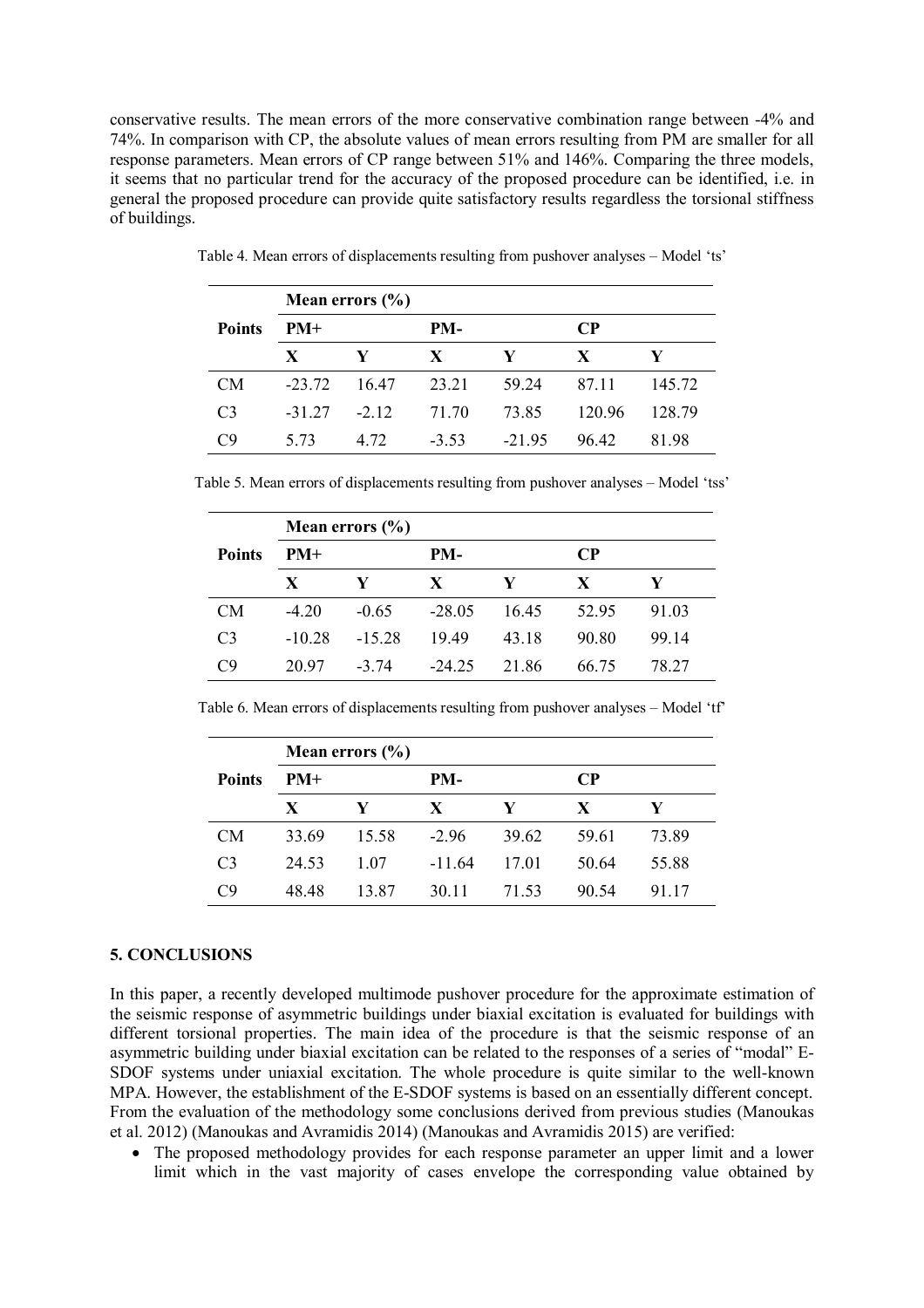conservative results. The mean errors of the more conservative combination range between -4% and 74%. In comparison with CP, the absolute values of mean errors resulting from PM are smaller for all response parameters. Mean errors of CP range between 51% and 146%. Comparing the three models, it seems that no particular trend for the accuracy of the proposed procedure can be identified, i.e. in general the proposed procedure can provide quite satisfactory results regardless the torsional stiffness of buildings.

Table 4. Mean errors of displacements resulting from pushover analyses – Model 'ts'

| **Points** | **Mean errors (%)** | | | | | |
|---|---|---|---|---|---|---|
| | **PM+** | | **PM-** | | **CP** | |
| | **X** | **Y** | **X** | **Y** | **X** | **Y** |
| CM | -23.72 | 16.47 | 23.21 | 59.24 | 87.11 | 145.72 |
| C3 | -31.27 | -2.12 | 71.70 | 73.85 | 120.96 | 128.79 |
| C9 | 5.73 | 4.72 | -3.53 | -21.95 | 96.42 | 81.98 |

Table 5. Mean errors of displacements resulting from pushover analyses – Model 'tss'

| **Points** | **Mean errors (%)** | | | | | |
|---|---|---|---|---|---|---|
| | **PM+** | | **PM-** | | **CP** | |
| | **X** | **Y** | **X** | **Y** | **X** | **Y** |
| CM | -4.20 | -0.65 | -28.05 | 16.45 | 52.95 | 91.03 |
| C3 | -10.28 | -15.28 | 19.49 | 43.18 | 90.80 | 99.14 |
| C9 | 20.97 | -3.74 | -24.25 | 21.86 | 66.75 | 78.27 |

Table 6. Mean errors of displacements resulting from pushover analyses – Model 'tf'

| **Points** | **Mean errors (%)** | | | | | |
|---|---|---|---|---|---|---|
| | **PM+** | | **PM-** | | **CP** | |
| | **X** | **Y** | **X** | **Y** | **X** | **Y** |
| CM | 33.69 | 15.58 | -2.96 | 39.62 | 59.61 | 73.89 |
| C3 | 24.53 | 1.07 | -11.64 | 17.01 | 50.64 | 55.88 |
| C9 | 48.48 | 13.87 | 30.11 | 71.53 | 90.54 | 91.17 |

## 5. CONCLUSIONS

In this paper, a recently developed multimode pushover procedure for the approximate estimation of the seismic response of asymmetric buildings under biaxial excitation is evaluated for buildings with different torsional properties. The main idea of the procedure is that the seismic response of an asymmetric building under biaxial excitation can be related to the responses of a series of "modal" E-SDOF systems under uniaxial excitation. The whole procedure is quite similar to the well-known MPA. However, the establishment of the E-SDOF systems is based on an essentially different concept. From the evaluation of the methodology some conclusions derived from previous studies (Manoukas et al. 2012) (Manoukas and Avramidis 2014) (Manoukas and Avramidis 2015) are verified:

- The proposed methodology provides for each response parameter an upper limit and a lower limit which in the vast majority of cases envelope the corresponding value obtained by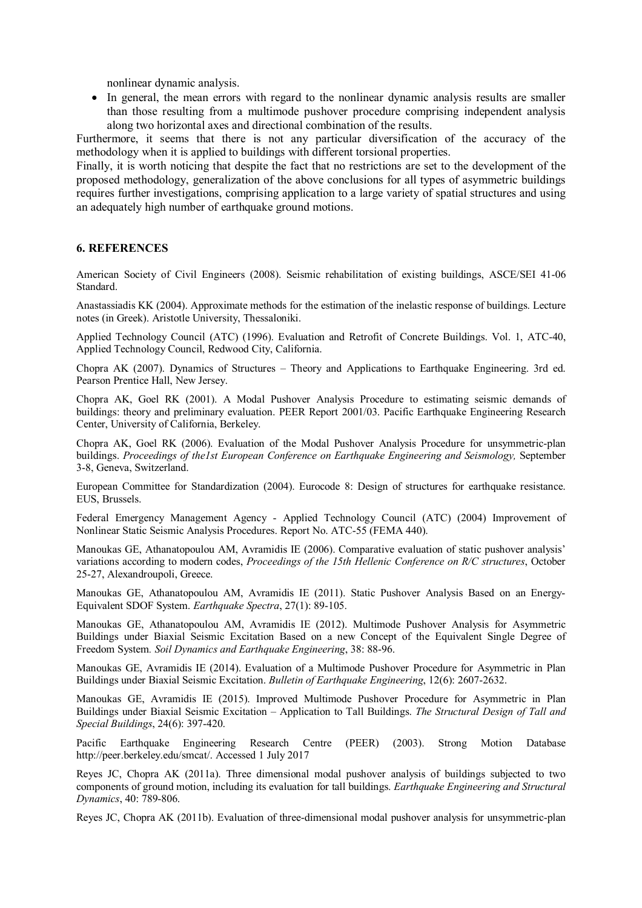nonlinear dynamic analysis.

- In general, the mean errors with regard to the nonlinear dynamic analysis results are smaller than those resulting from a multimode pushover procedure comprising independent analysis along two horizontal axes and directional combination of the results.

Furthermore, it seems that there is not any particular diversification of the accuracy of the methodology when it is applied to buildings with different torsional properties.

Finally, it is worth noticing that despite the fact that no restrictions are set to the development of the proposed methodology, generalization of the above conclusions for all types of asymmetric buildings requires further investigations, comprising application to a large variety of spatial structures and using an adequately high number of earthquake ground motions.

## 6. REFERENCES

American Society of Civil Engineers (2008). Seismic rehabilitation of existing buildings, ASCE/SEI 41-06 Standard.

Anastassiadis KK (2004). Approximate methods for the estimation of the inelastic response of buildings. Lecture notes (in Greek). Aristotle University, Thessaloniki.

Applied Technology Council (ATC) (1996). Evaluation and Retrofit of Concrete Buildings. Vol. 1, ATC-40, Applied Technology Council, Redwood City, California.

Chopra AK (2007). Dynamics of Structures – Theory and Applications to Earthquake Engineering. 3rd ed. Pearson Prentice Hall, New Jersey.

Chopra AK, Goel RK (2001). A Modal Pushover Analysis Procedure to estimating seismic demands of buildings: theory and preliminary evaluation. PEER Report 2001/03. Pacific Earthquake Engineering Research Center, University of California, Berkeley.

Chopra AK, Goel RK (2006). Evaluation of the Modal Pushover Analysis Procedure for unsymmetric-plan buildings. *Proceedings of the1st European Conference on Earthquake Engineering and Seismology,* September 3-8, Geneva, Switzerland.

European Committee for Standardization (2004). Eurocode 8: Design of structures for earthquake resistance. EUS, Brussels.

Federal Emergency Management Agency - Applied Technology Council (ATC) (2004) Improvement of Nonlinear Static Seismic Analysis Procedures. Report No. ATC-55 (FEMA 440).

Manoukas GE, Athanatopoulou AM, Avramidis IE (2006). Comparative evaluation of static pushover analysis' variations according to modern codes, *Proceedings of the 15th Hellenic Conference on R/C structures*, October 25-27, Alexandroupoli, Greece.

Manoukas GE, Athanatopoulou AM, Avramidis IE (2011). Static Pushover Analysis Based on an Energy-Equivalent SDOF System. *Earthquake Spectra*, 27(1): 89-105.

Manoukas GE, Athanatopoulou AM, Avramidis IE (2012). Multimode Pushover Analysis for Asymmetric Buildings under Biaxial Seismic Excitation Based on a new Concept of the Equivalent Single Degree of Freedom System. *Soil Dynamics and Earthquake Engineering*, 38: 88-96.

Manoukas GE, Avramidis IE (2014). Evaluation of a Multimode Pushover Procedure for Asymmetric in Plan Buildings under Biaxial Seismic Excitation. *Bulletin of Earthquake Engineering*, 12(6): 2607-2632.

Manoukas GE, Avramidis IE (2015). Improved Multimode Pushover Procedure for Asymmetric in Plan Buildings under Biaxial Seismic Excitation – Application to Tall Buildings. *The Structural Design of Tall and Special Buildings*, 24(6): 397-420.

Pacific Earthquake Engineering Research Centre (PEER) (2003). Strong Motion Database http://peer.berkeley.edu/smcat/. Accessed 1 July 2017

Reyes JC, Chopra AK (2011a). Three dimensional modal pushover analysis of buildings subjected to two components of ground motion, including its evaluation for tall buildings. *Earthquake Engineering and Structural Dynamics*, 40: 789-806.

Reyes JC, Chopra AK (2011b). Evaluation of three-dimensional modal pushover analysis for unsymmetric-plan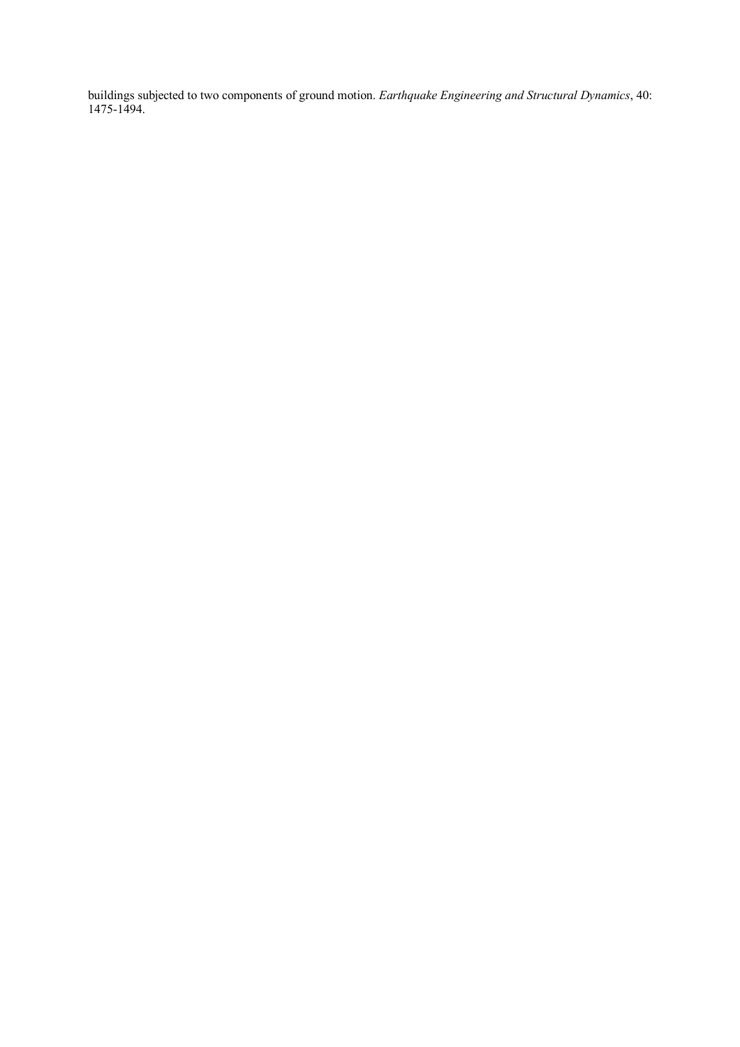buildings subjected to two components of ground motion. *Earthquake Engineering and Structural Dynamics*, 40: 1475-1494.